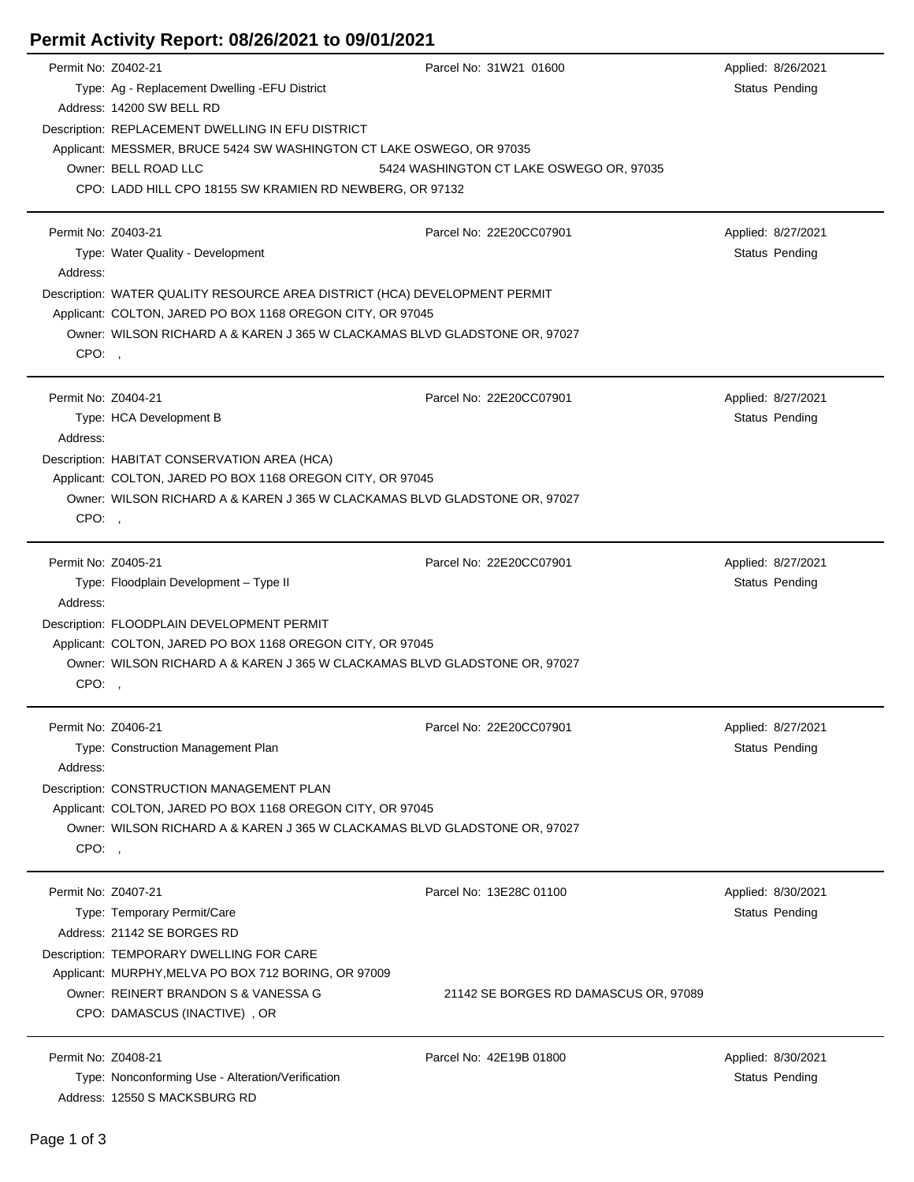# Permit Activity Report: 08/26/2021 to 09/01/2021

Permit No: Z0402-21
Parcel No: 31W21 01600
Applied: 8/26/2021
Type: Ag - Replacement Dwelling -EFU District
Status Pending
Address: 14200 SW BELL RD
Description: REPLACEMENT DWELLING IN EFU DISTRICT
Applicant: MESSMER, BRUCE 5424 SW WASHINGTON CT LAKE OSWEGO, OR 97035
Owner: BELL ROAD LLC 5424 WASHINGTON CT LAKE OSWEGO OR, 97035
CPO: LADD HILL CPO 18155 SW KRAMIEN RD NEWBERG, OR 97132

---

Permit No: Z0403-21
Parcel No: 22E20CC07901
Applied: 8/27/2021
Type: Water Quality - Development
Status Pending
Address:
Description: WATER QUALITY RESOURCE AREA DISTRICT (HCA) DEVELOPMENT PERMIT
Applicant: COLTON, JARED PO BOX 1168 OREGON CITY, OR 97045
Owner: WILSON RICHARD A & KAREN J 365 W CLACKAMAS BLVD GLADSTONE OR, 97027
CPO: ,

---

Permit No: Z0404-21
Parcel No: 22E20CC07901
Applied: 8/27/2021
Type: HCA Development B
Status Pending
Address:
Description: HABITAT CONSERVATION AREA (HCA)
Applicant: COLTON, JARED PO BOX 1168 OREGON CITY, OR 97045
Owner: WILSON RICHARD A & KAREN J 365 W CLACKAMAS BLVD GLADSTONE OR, 97027
CPO: ,

---

Permit No: Z0405-21
Parcel No: 22E20CC07901
Applied: 8/27/2021
Type: Floodplain Development – Type II
Status Pending
Address:
Description: FLOODPLAIN DEVELOPMENT PERMIT
Applicant: COLTON, JARED PO BOX 1168 OREGON CITY, OR 97045
Owner: WILSON RICHARD A & KAREN J 365 W CLACKAMAS BLVD GLADSTONE OR, 97027
CPO: ,

---

Permit No: Z0406-21
Parcel No: 22E20CC07901
Applied: 8/27/2021
Type: Construction Management Plan
Status Pending
Address:
Description: CONSTRUCTION MANAGEMENT PLAN
Applicant: COLTON, JARED PO BOX 1168 OREGON CITY, OR 97045
Owner: WILSON RICHARD A & KAREN J 365 W CLACKAMAS BLVD GLADSTONE OR, 97027
CPO: ,

---

Permit No: Z0407-21
Parcel No: 13E28C 01100
Applied: 8/30/2021
Type: Temporary Permit/Care
Status Pending
Address: 21142 SE BORGES RD
Description: TEMPORARY DWELLING FOR CARE
Applicant: MURPHY,MELVA PO BOX 712 BORING, OR 97009
Owner: REINERT BRANDON S & VANESSA G 21142 SE BORGES RD DAMASCUS OR, 97089
CPO: DAMASCUS (INACTIVE) , OR

---

Permit No: Z0408-21
Parcel No: 42E19B 01800
Applied: 8/30/2021
Type: Nonconforming Use - Alteration/Verification
Status Pending
Address: 12550 S MACKSBURG RD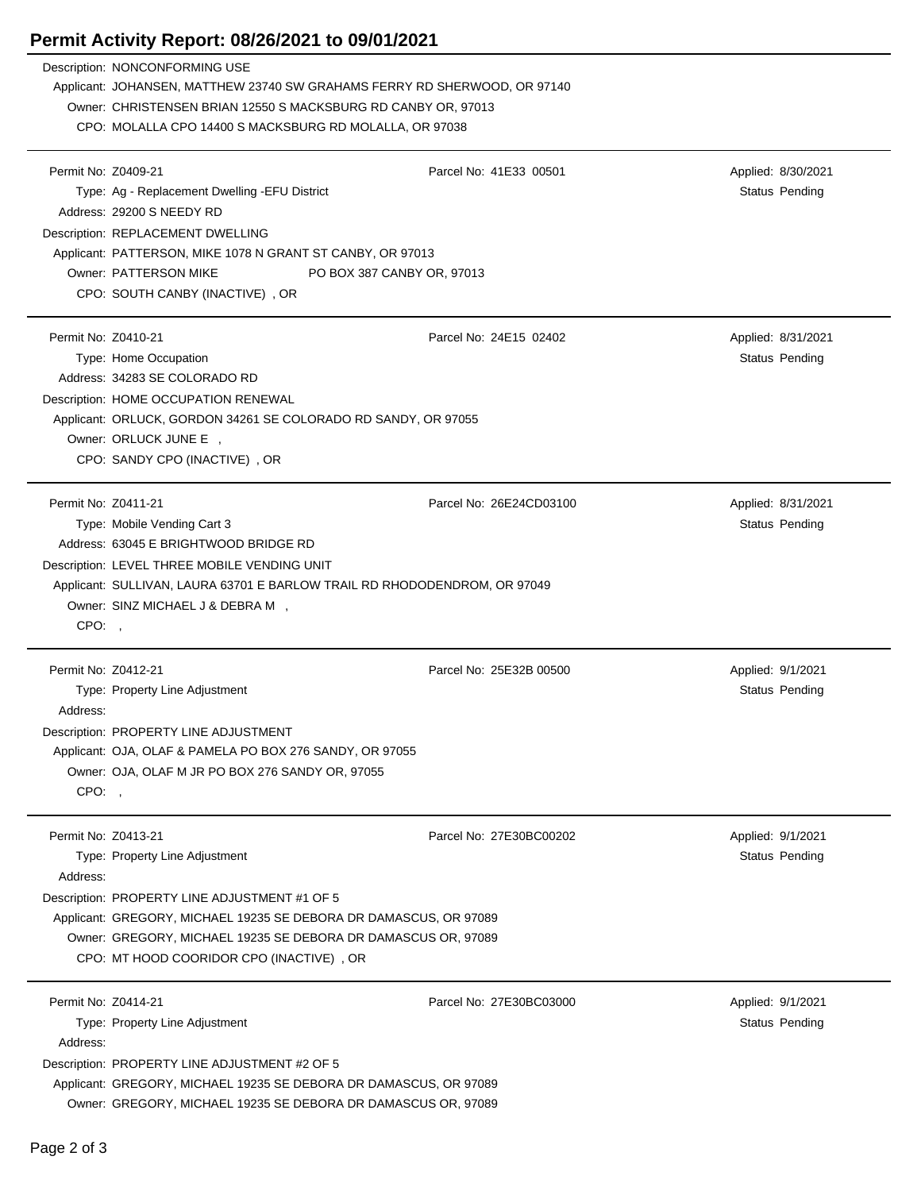# Permit Activity Report: 08/26/2021 to 09/01/2021

Description: NONCONFORMING USE
Applicant: JOHANSEN, MATTHEW 23740 SW GRAHAMS FERRY RD SHERWOOD, OR 97140
Owner: CHRISTENSEN BRIAN 12550 S MACKSBURG RD CANBY OR, 97013
CPO: MOLALLA CPO 14400 S MACKSBURG RD MOLALLA, OR 97038

---

Permit No: Z0409-21 | Parcel No: 41E33 00501 | Applied: 8/30/2021
Type: Ag - Replacement Dwelling -EFU District | Status Pending
Address: 29200 S NEEDY RD
Description: REPLACEMENT DWELLING
Applicant: PATTERSON, MIKE 1078 N GRANT ST CANBY, OR 97013
Owner: PATTERSON MIKE PO BOX 387 CANBY OR, 97013
CPO: SOUTH CANBY (INACTIVE) , OR

---

Permit No: Z0410-21 | Parcel No: 24E15 02402 | Applied: 8/31/2021
Type: Home Occupation | Status Pending
Address: 34283 SE COLORADO RD
Description: HOME OCCUPATION RENEWAL
Applicant: ORLUCK, GORDON 34261 SE COLORADO RD SANDY, OR 97055
Owner: ORLUCK JUNE E ,
CPO: SANDY CPO (INACTIVE) , OR

---

Permit No: Z0411-21 | Parcel No: 26E24CD03100 | Applied: 8/31/2021
Type: Mobile Vending Cart 3 | Status Pending
Address: 63045 E BRIGHTWOOD BRIDGE RD
Description: LEVEL THREE MOBILE VENDING UNIT
Applicant: SULLIVAN, LAURA 63701 E BARLOW TRAIL RD RHODODENDROM, OR 97049
Owner: SINZ MICHAEL J & DEBRA M ,
CPO: ,

---

Permit No: Z0412-21 | Parcel No: 25E32B 00500 | Applied: 9/1/2021
Type: Property Line Adjustment | Status Pending
Address:
Description: PROPERTY LINE ADJUSTMENT
Applicant: OJA, OLAF & PAMELA PO BOX 276 SANDY, OR 97055
Owner: OJA, OLAF M JR PO BOX 276 SANDY OR, 97055
CPO: ,

---

Permit No: Z0413-21 | Parcel No: 27E30BC00202 | Applied: 9/1/2021
Type: Property Line Adjustment | Status Pending
Address:
Description: PROPERTY LINE ADJUSTMENT #1 OF 5
Applicant: GREGORY, MICHAEL 19235 SE DEBORA DR DAMASCUS, OR 97089
Owner: GREGORY, MICHAEL 19235 SE DEBORA DR DAMASCUS OR, 97089
CPO: MT HOOD COORIDOR CPO (INACTIVE) , OR

---

Permit No: Z0414-21 | Parcel No: 27E30BC03000 | Applied: 9/1/2021
Type: Property Line Adjustment | Status Pending
Address:
Description: PROPERTY LINE ADJUSTMENT #2 OF 5
Applicant: GREGORY, MICHAEL 19235 SE DEBORA DR DAMASCUS, OR 97089
Owner: GREGORY, MICHAEL 19235 SE DEBORA DR DAMASCUS OR, 97089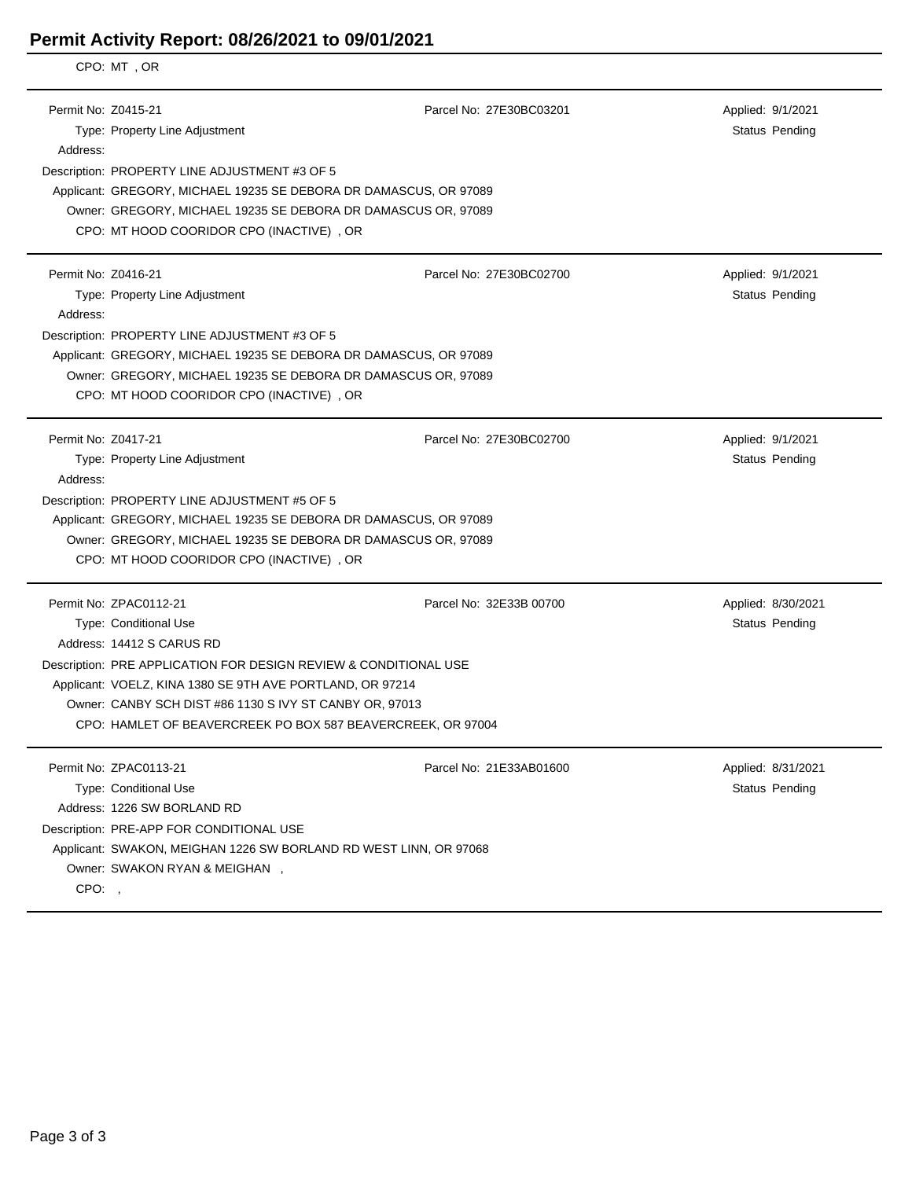# Permit Activity Report: 08/26/2021 to 09/01/2021

CPO: MT , OR

---

Permit No: Z0415-21 | Parcel No: 27E30BC03201 | Applied: 9/1/2021
Type: Property Line Adjustment | Status Pending
Address:
Description: PROPERTY LINE ADJUSTMENT #3 OF 5
Applicant: GREGORY, MICHAEL 19235 SE DEBORA DR DAMASCUS, OR 97089
Owner: GREGORY, MICHAEL 19235 SE DEBORA DR DAMASCUS OR, 97089
CPO: MT HOOD COORIDOR CPO (INACTIVE) , OR

---

Permit No: Z0416-21 | Parcel No: 27E30BC02700 | Applied: 9/1/2021
Type: Property Line Adjustment | Status Pending
Address:
Description: PROPERTY LINE ADJUSTMENT #3 OF 5
Applicant: GREGORY, MICHAEL 19235 SE DEBORA DR DAMASCUS, OR 97089
Owner: GREGORY, MICHAEL 19235 SE DEBORA DR DAMASCUS OR, 97089
CPO: MT HOOD COORIDOR CPO (INACTIVE) , OR

---

Permit No: Z0417-21 | Parcel No: 27E30BC02700 | Applied: 9/1/2021
Type: Property Line Adjustment | Status Pending
Address:
Description: PROPERTY LINE ADJUSTMENT #5 OF 5
Applicant: GREGORY, MICHAEL 19235 SE DEBORA DR DAMASCUS, OR 97089
Owner: GREGORY, MICHAEL 19235 SE DEBORA DR DAMASCUS OR, 97089
CPO: MT HOOD COORIDOR CPO (INACTIVE) , OR

---

Permit No: ZPAC0112-21 | Parcel No: 32E33B 00700 | Applied: 8/30/2021
Type: Conditional Use | Status Pending
Address: 14412 S CARUS RD
Description: PRE APPLICATION FOR DESIGN REVIEW & CONDITIONAL USE
Applicant: VOELZ, KINA 1380 SE 9TH AVE PORTLAND, OR 97214
Owner: CANBY SCH DIST #86 1130 S IVY ST CANBY OR, 97013
CPO: HAMLET OF BEAVERCREEK PO BOX 587 BEAVERCREEK, OR 97004

---

Permit No: ZPAC0113-21 | Parcel No: 21E33AB01600 | Applied: 8/31/2021
Type: Conditional Use | Status Pending
Address: 1226 SW BORLAND RD
Description: PRE-APP FOR CONDITIONAL USE
Applicant: SWAKON, MEIGHAN 1226 SW BORLAND RD WEST LINN, OR 97068
Owner: SWAKON RYAN & MEIGHAN ,
CPO: ,